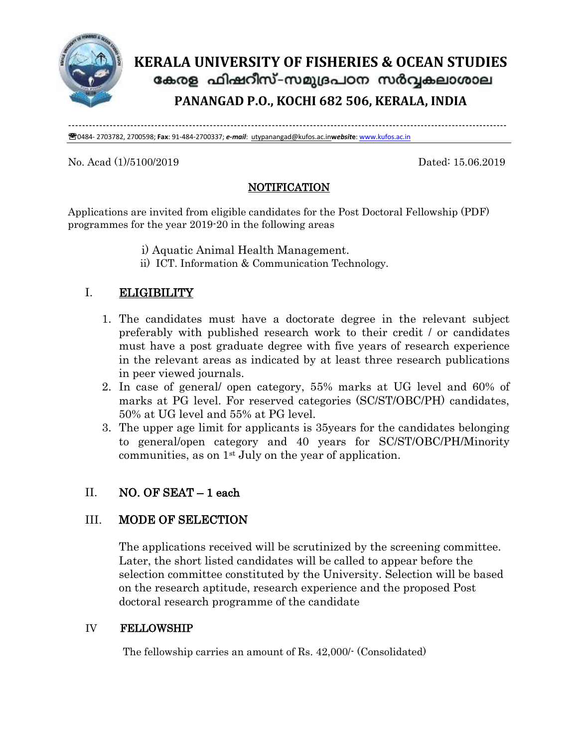# KERALA UNIVERSITY OF FISHERIES & OCEAN STUDIES

## കേരള ഫിഷറീസ്-സമുദ്രപഠന സർവ്വകലാശാല

## PANANGAD P.O., KOCHI 682 506, KERALA, INDIA

☎0484- 2703782, 2700598; **Fax**: 91-484-2700337; ***e-mail***: utypanangad@kufos.ac.in***website***: www.kufos.ac.in

No. Acad (1)/5100/2019 Dated: 15.06.2019

## NOTIFICATION

Applications are invited from eligible candidates for the Post Doctoral Fellowship (PDF) programmes for the year 2019-20 in the following areas

i) Aquatic Animal Health Management.
ii) ICT. Information & Communication Technology.

### I. ELIGIBILITY

1. The candidates must have a doctorate degree in the relevant subject preferably with published research work to their credit / or candidates must have a post graduate degree with five years of research experience in the relevant areas as indicated by at least three research publications in peer viewed journals.
2. In case of general/ open category, 55% marks at UG level and 60% of marks at PG level. For reserved categories (SC/ST/OBC/PH) candidates, 50% at UG level and 55% at PG level.
3. The upper age limit for applicants is 35years for the candidates belonging to general/open category and 40 years for SC/ST/OBC/PH/Minority communities, as on 1st July on the year of application.

### II. NO. OF SEAT – 1 each

### III. MODE OF SELECTION

The applications received will be scrutinized by the screening committee. Later, the short listed candidates will be called to appear before the selection committee constituted by the University. Selection will be based on the research aptitude, research experience and the proposed Post doctoral research programme of the candidate

### IV FELLOWSHIP

The fellowship carries an amount of Rs. 42,000/- (Consolidated)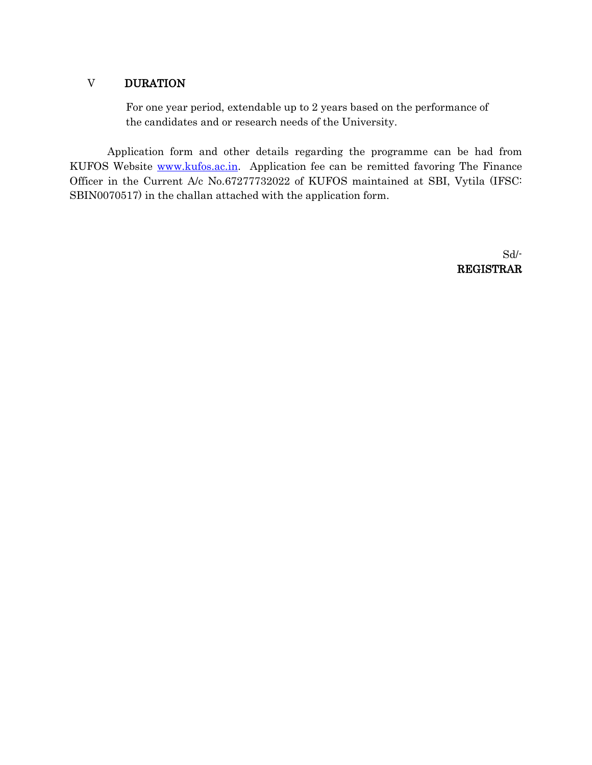## V DURATION

For one year period, extendable up to 2 years based on the performance of the candidates and or research needs of the University.

Application form and other details regarding the programme can be had from KUFOS Website www.kufos.ac.in. Application fee can be remitted favoring The Finance Officer in the Current A/c No.67277732022 of KUFOS maintained at SBI, Vytila (IFSC: SBIN0070517) in the challan attached with the application form.

Sd/-

**REGISTRAR**